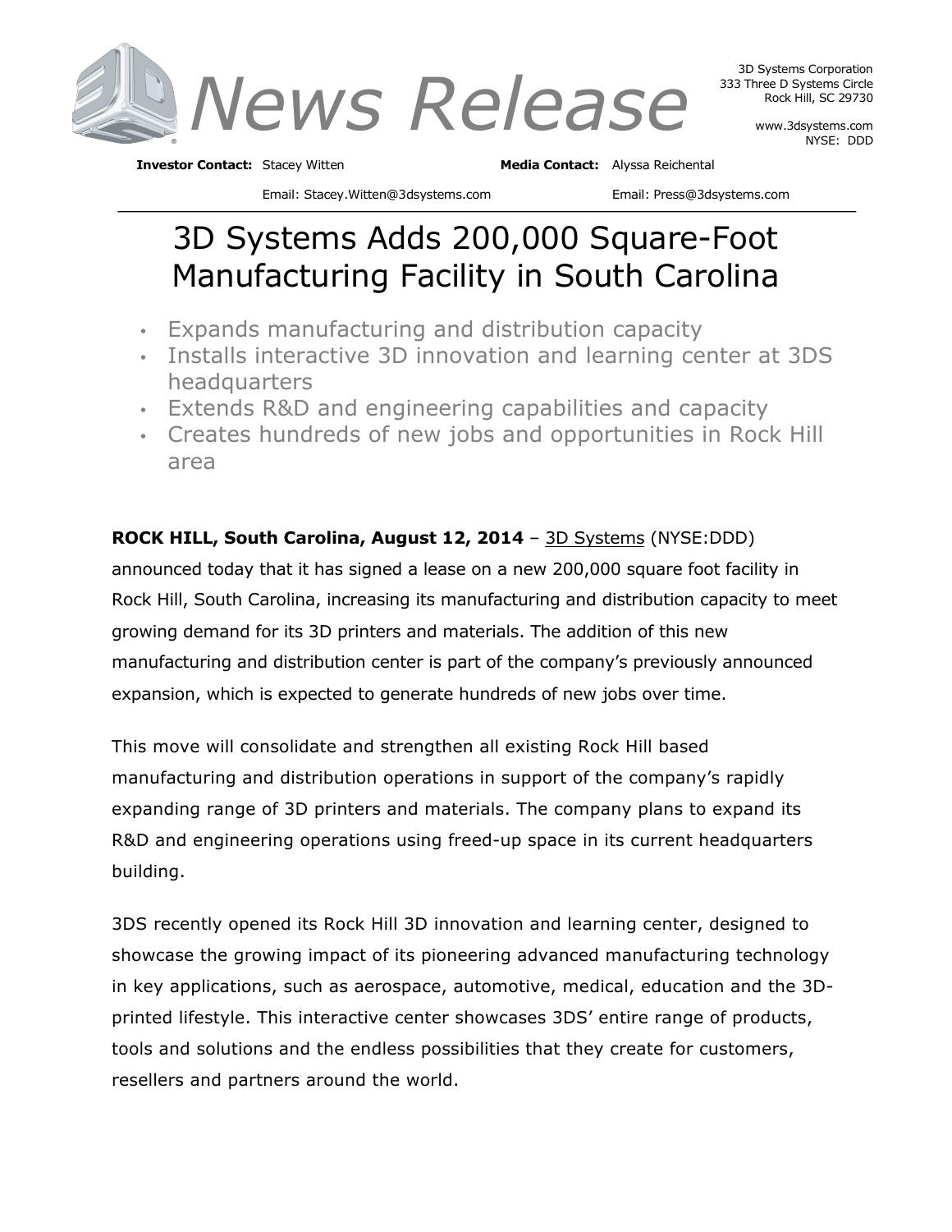# News Release

3D Systems Corporation
333 Three D Systems Circle
Rock Hill, SC 29730

www.3dsystems.com
NYSE: DDD

**Investor Contact:** Stacey Witten
Email: Stacey.Witten@3dsystems.com

**Media Contact:** Alyssa Reichental
Email: Press@3dsystems.com

## 3D Systems Adds 200,000 Square-Foot Manufacturing Facility in South Carolina

- Expands manufacturing and distribution capacity
- Installs interactive 3D innovation and learning center at 3DS headquarters
- Extends R&D and engineering capabilities and capacity
- Creates hundreds of new jobs and opportunities in Rock Hill area

**ROCK HILL, South Carolina, August 12, 2014** – 3D Systems (NYSE:DDD) announced today that it has signed a lease on a new 200,000 square foot facility in Rock Hill, South Carolina, increasing its manufacturing and distribution capacity to meet growing demand for its 3D printers and materials. The addition of this new manufacturing and distribution center is part of the company's previously announced expansion, which is expected to generate hundreds of new jobs over time.

This move will consolidate and strengthen all existing Rock Hill based manufacturing and distribution operations in support of the company's rapidly expanding range of 3D printers and materials. The company plans to expand its R&D and engineering operations using freed-up space in its current headquarters building.

3DS recently opened its Rock Hill 3D innovation and learning center, designed to showcase the growing impact of its pioneering advanced manufacturing technology in key applications, such as aerospace, automotive, medical, education and the 3D-printed lifestyle. This interactive center showcases 3DS' entire range of products, tools and solutions and the endless possibilities that they create for customers, resellers and partners around the world.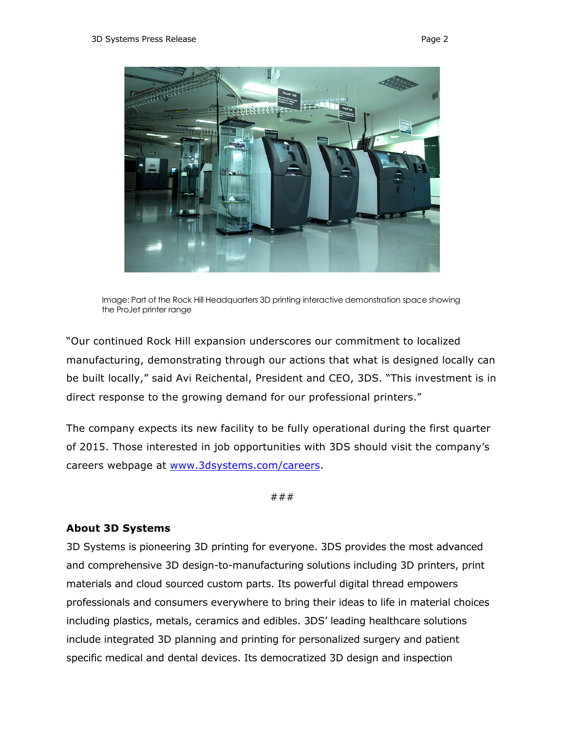Image: Part of the Rock Hill Headquarters 3D printing interactive demonstration space showing the ProJet printer range

"Our continued Rock Hill expansion underscores our commitment to localized manufacturing, demonstrating through our actions that what is designed locally can be built locally," said Avi Reichental, President and CEO, 3DS. "This investment is in direct response to the growing demand for our professional printers."

The company expects its new facility to be fully operational during the first quarter of 2015. Those interested in job opportunities with 3DS should visit the company's careers webpage at [www.3dsystems.com/careers](http://www.3dsystems.com/careers).

###

**About 3D Systems**

3D Systems is pioneering 3D printing for everyone. 3DS provides the most advanced and comprehensive 3D design-to-manufacturing solutions including 3D printers, print materials and cloud sourced custom parts. Its powerful digital thread empowers professionals and consumers everywhere to bring their ideas to life in material choices including plastics, metals, ceramics and edibles. 3DS' leading healthcare solutions include integrated 3D planning and printing for personalized surgery and patient specific medical and dental devices. Its democratized 3D design and inspection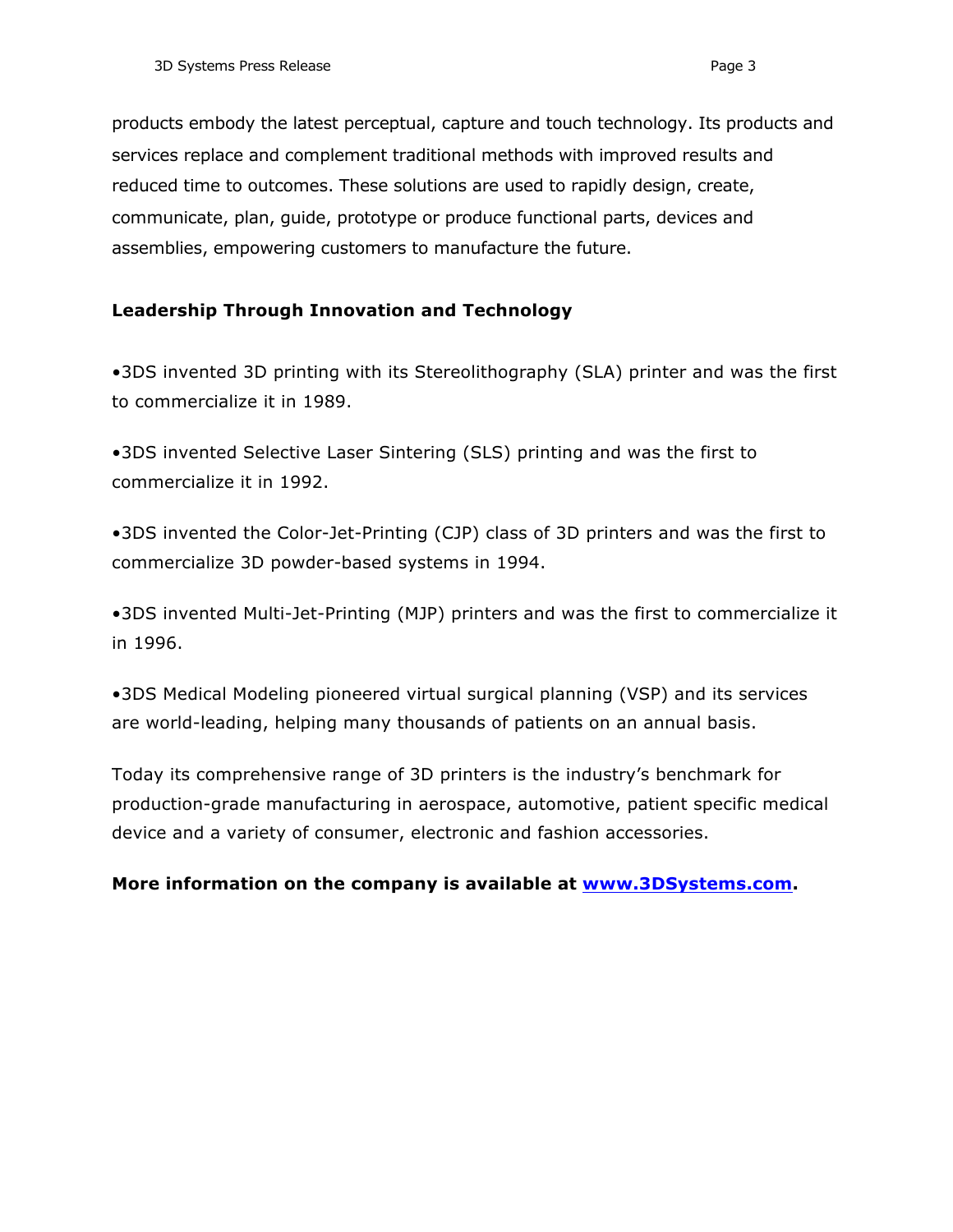products embody the latest perceptual, capture and touch technology. Its products and services replace and complement traditional methods with improved results and reduced time to outcomes. These solutions are used to rapidly design, create, communicate, plan, guide, prototype or produce functional parts, devices and assemblies, empowering customers to manufacture the future.

**Leadership Through Innovation and Technology**

•3DS invented 3D printing with its Stereolithography (SLA) printer and was the first to commercialize it in 1989.

•3DS invented Selective Laser Sintering (SLS) printing and was the first to commercialize it in 1992.

•3DS invented the Color-Jet-Printing (CJP) class of 3D printers and was the first to commercialize 3D powder-based systems in 1994.

•3DS invented Multi-Jet-Printing (MJP) printers and was the first to commercialize it in 1996.

•3DS Medical Modeling pioneered virtual surgical planning (VSP) and its services are world-leading, helping many thousands of patients on an annual basis.

Today its comprehensive range of 3D printers is the industry's benchmark for production-grade manufacturing in aerospace, automotive, patient specific medical device and a variety of consumer, electronic and fashion accessories.

**More information on the company is available at [www.3DSystems.com](http://www.3DSystems.com).**